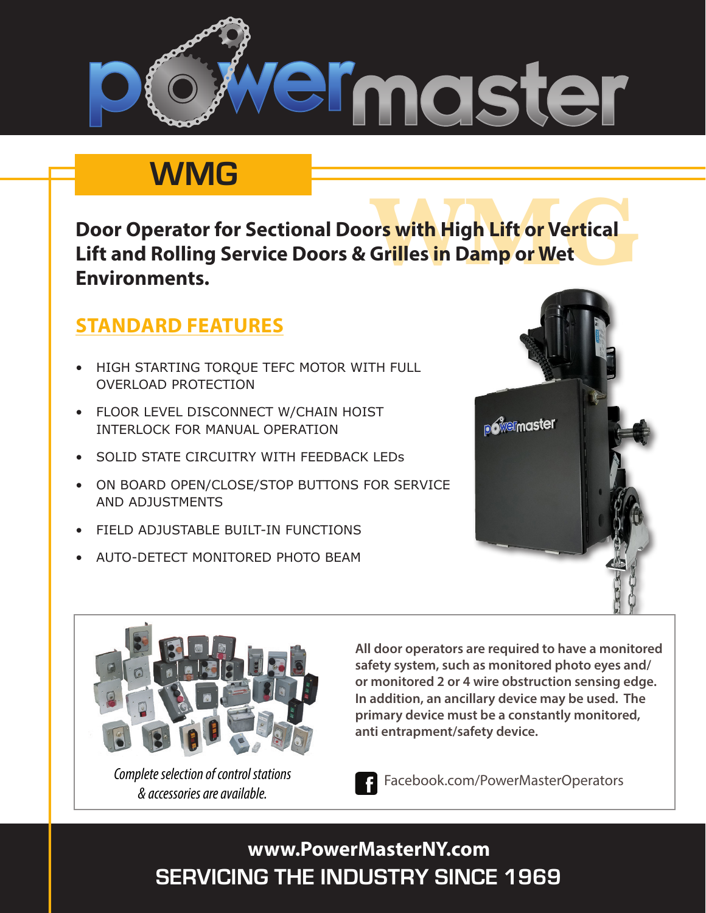# powermaster

## WMG

**Door Operator for Sectional Doors with High Lift or Vertical Lift and Rolling Service Doors & Grilles in Damp or Wet Environments.**

### STANDARD FEATURES

- HIGH STARTING TORQUE TEFC MOTOR WITH FULL OVERLOAD PROTECTION
- FLOOR LEVEL DISCONNECT W/CHAIN HOIST INTERLOCK FOR MANUAL OPERATION
- SOLID STATE CIRCUITRY WITH FEEDBACK LEDs
- ON BOARD OPEN/CLOSE/STOP BUTTONS FOR SERVICE AND ADJUSTMENTS
- FIELD ADJUSTABLE BUILT-IN FUNCTIONS
- AUTO-DETECT MONITORED PHOTO BEAM

*Complete selection of control stations & accessories are available.*

**All door operators are required to have a monitored safety system, such as monitored photo eyes and/or monitored 2 or 4 wire obstruction sensing edge. In addition, an ancillary device may be used. The primary device must be a constantly monitored, anti entrapment/safety device.**

Facebook.com/PowerMasterOperators

**www.PowerMasterNY.com**

**SERVICING THE INDUSTRY SINCE 1969**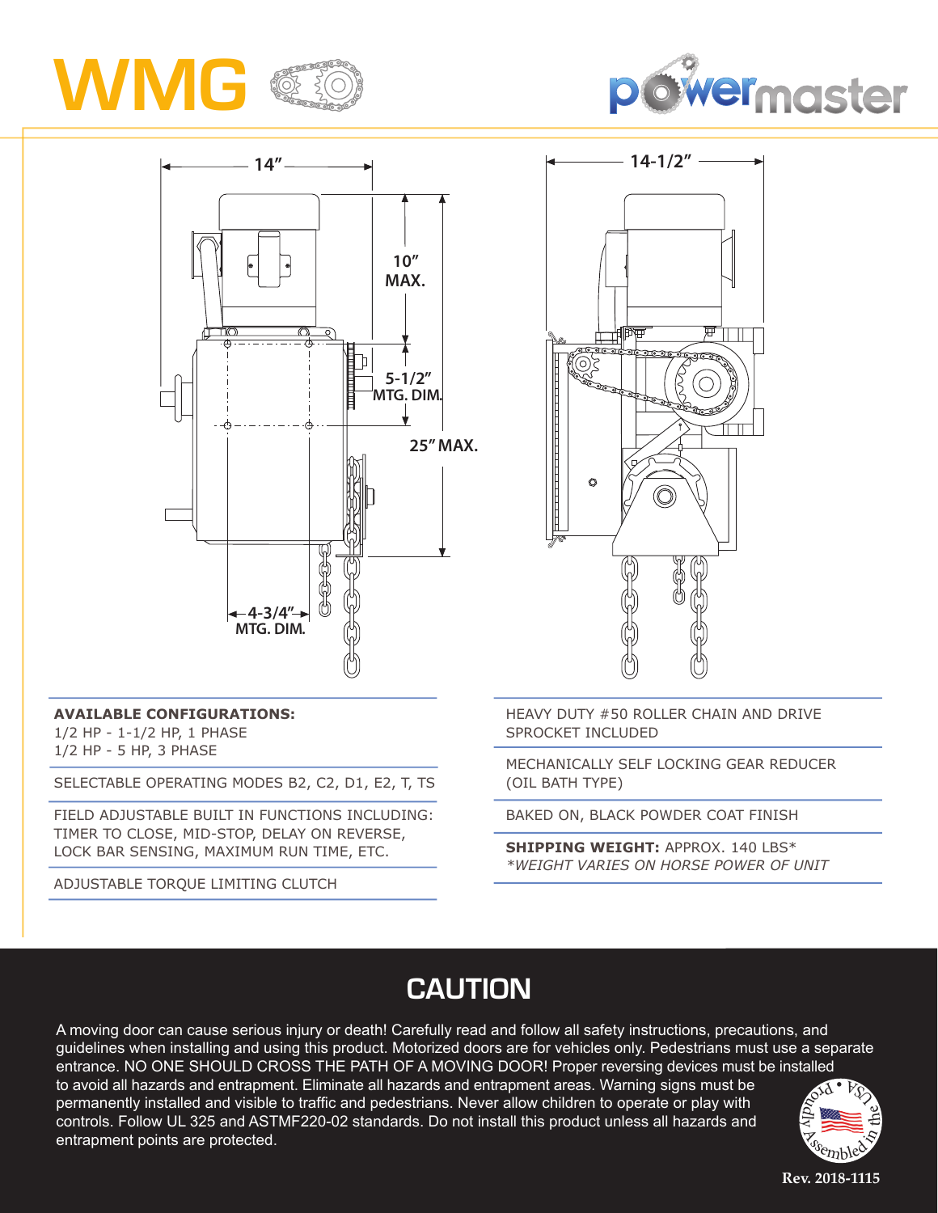# WMG

powermaster

14"

10" MAX.

5-1/2" MTG. DIM.

25" MAX.

4-3/4" MTG. DIM.

14-1/2"

**AVAILABLE CONFIGURATIONS:**
1/2 HP - 1-1/2 HP, 1 PHASE
1/2 HP - 5 HP, 3 PHASE

SELECTABLE OPERATING MODES B2, C2, D1, E2, T, TS

FIELD ADJUSTABLE BUILT IN FUNCTIONS INCLUDING: TIMER TO CLOSE, MID-STOP, DELAY ON REVERSE, LOCK BAR SENSING, MAXIMUM RUN TIME, ETC.

ADJUSTABLE TORQUE LIMITING CLUTCH

HEAVY DUTY #50 ROLLER CHAIN AND DRIVE SPROCKET INCLUDED

MECHANICALLY SELF LOCKING GEAR REDUCER (OIL BATH TYPE)

BAKED ON, BLACK POWDER COAT FINISH

**SHIPPING WEIGHT:** APPROX. 140 LBS*
*\*WEIGHT VARIES ON HORSE POWER OF UNIT*

## CAUTION

A moving door can cause serious injury or death! Carefully read and follow all safety instructions, precautions, and guidelines when installing and using this product. Motorized doors are for vehicles only. Pedestrians must use a separate entrance. NO ONE SHOULD CROSS THE PATH OF A MOVING DOOR! Proper reversing devices must be installed to avoid all hazards and entrapment. Eliminate all hazards and entrapment areas. Warning signs must be permanently installed and visible to traffic and pedestrians. Never allow children to operate or play with controls. Follow UL 325 and ASTMF220-02 standards. Do not install this product unless all hazards and entrapment points are protected.

Proudly • USA • Assembled in the

Rev. 2018-1115